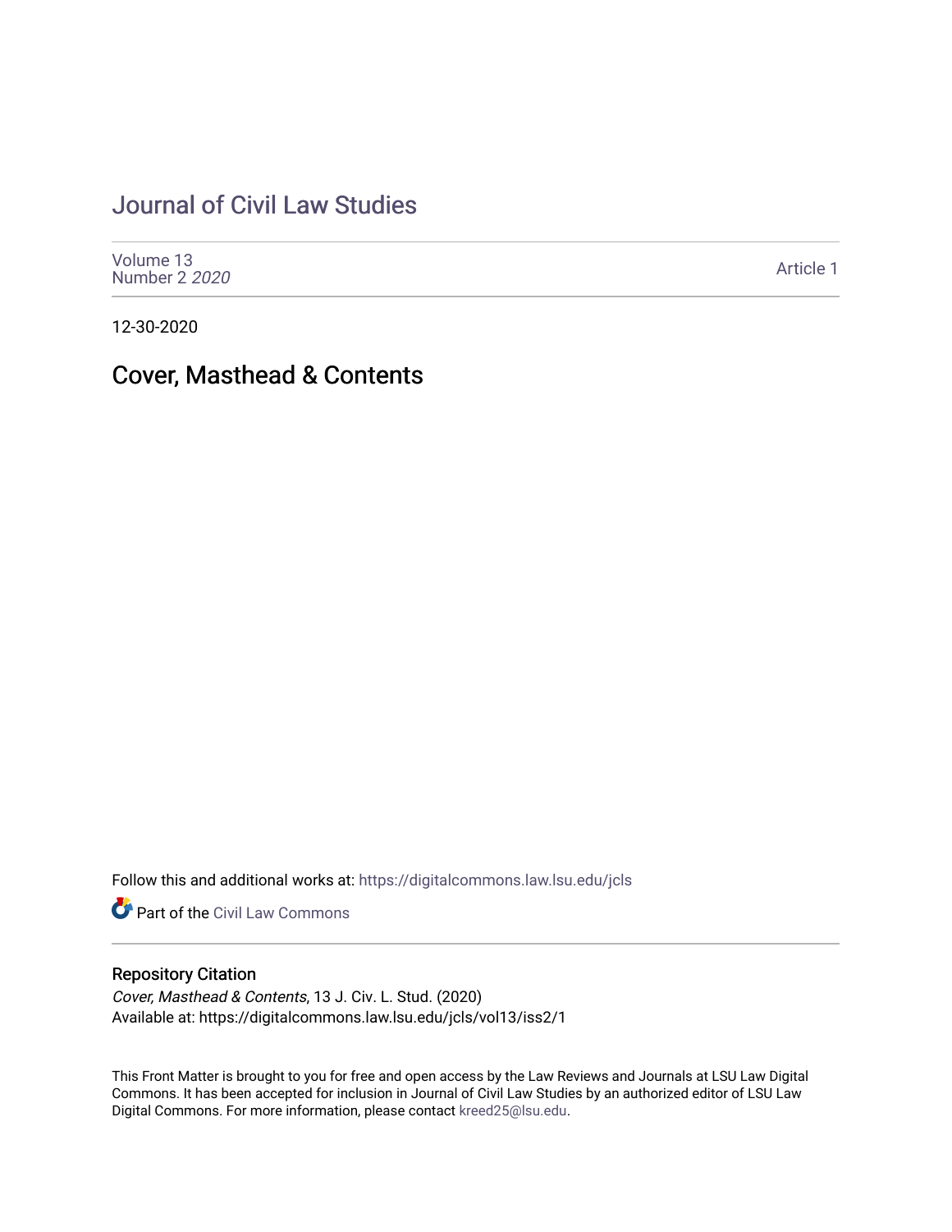# Journal of Civil Law Studies

Volume 13
Number 2 *2020*

Article 1

12-30-2020

## Cover, Masthead & Contents

Follow this and additional works at: https://digitalcommons.law.lsu.edu/jcls

Part of the Civil Law Commons

### Repository Citation

*Cover, Masthead & Contents*, 13 J. Civ. L. Stud. (2020)
Available at: https://digitalcommons.law.lsu.edu/jcls/vol13/iss2/1

This Front Matter is brought to you for free and open access by the Law Reviews and Journals at LSU Law Digital Commons. It has been accepted for inclusion in Journal of Civil Law Studies by an authorized editor of LSU Law Digital Commons. For more information, please contact kreed25@lsu.edu.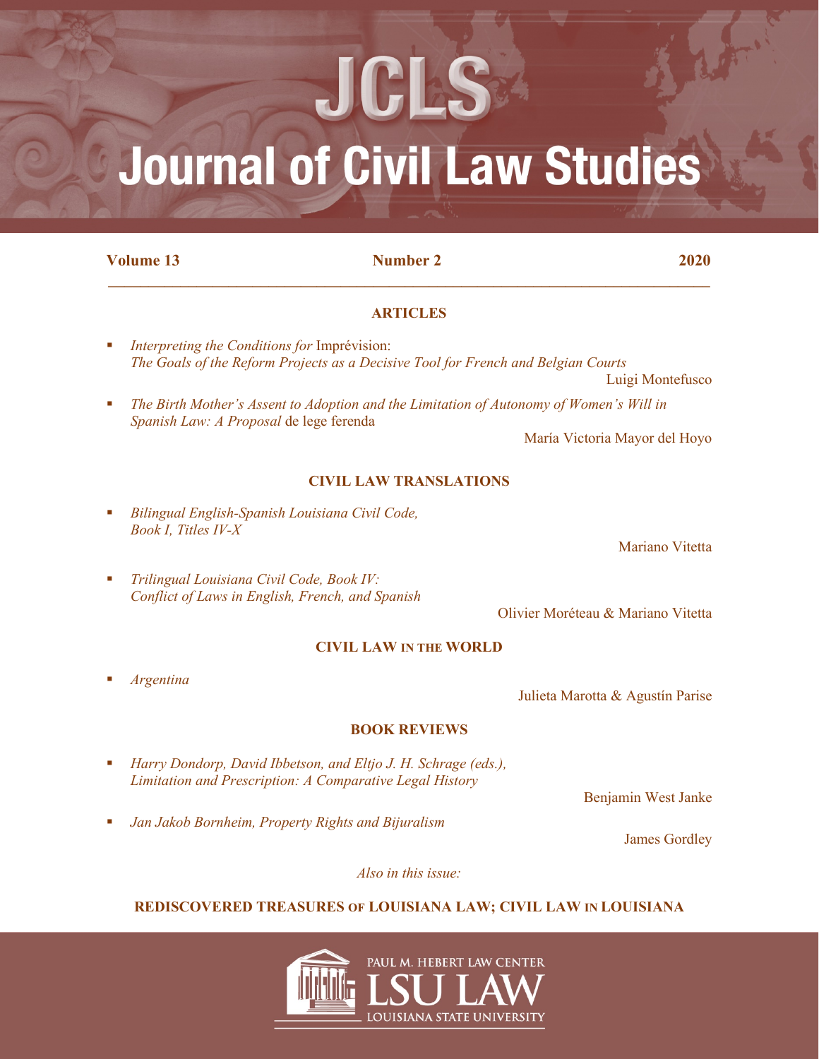# JCLS

# Journal of Civil Law Studies

**Volume 13** **Number 2** **2020**

## ARTICLES

- *Interpreting the Conditions for* Imprévision: *The Goals of the Reform Projects as a Decisive Tool for French and Belgian Courts*

  Luigi Montefusco

- *The Birth Mother's Assent to Adoption and the Limitation of Autonomy of Women's Will in Spanish Law: A Proposal* de lege ferenda

  María Victoria Mayor del Hoyo

## CIVIL LAW TRANSLATIONS

- *Bilingual English-Spanish Louisiana Civil Code, Book I, Titles IV-X*

  Mariano Vitetta

- *Trilingual Louisiana Civil Code, Book IV: Conflict of Laws in English, French, and Spanish*

  Olivier Moréteau & Mariano Vitetta

## CIVIL LAW IN THE WORLD

- *Argentina*

  Julieta Marotta & Agustín Parise

## BOOK REVIEWS

- *Harry Dondorp, David Ibbetson, and Eltjo J. H. Schrage (eds.), Limitation and Prescription: A Comparative Legal History*

  Benjamin West Janke

- *Jan Jakob Bornheim, Property Rights and Bijuralism*

  James Gordley

*Also in this issue:*

**REDISCOVERED TREASURES OF LOUISIANA LAW; CIVIL LAW IN LOUISIANA**

PAUL M. HEBERT LAW CENTER
LSU LAW
LOUISIANA STATE UNIVERSITY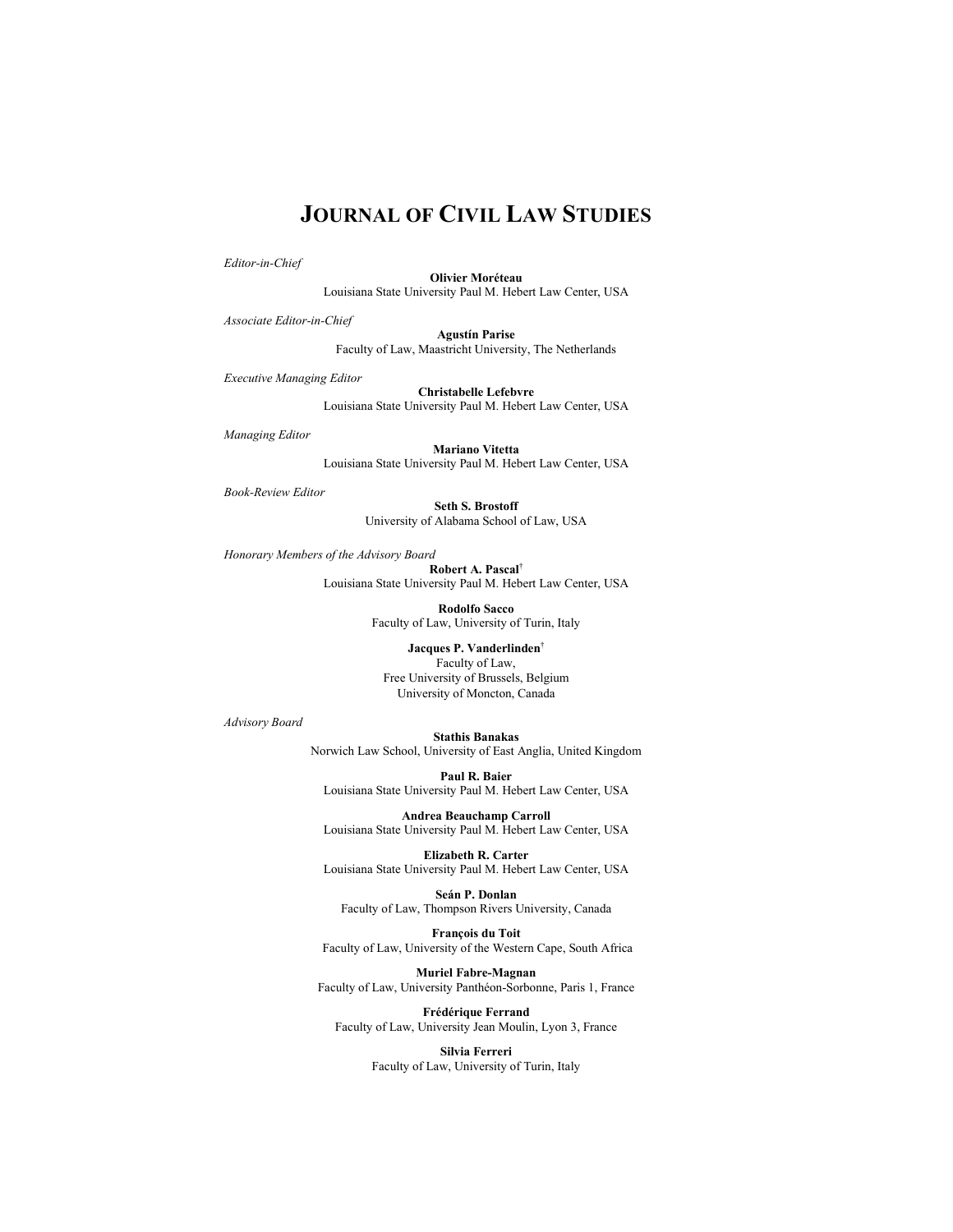# JOURNAL OF CIVIL LAW STUDIES

*Editor-in-Chief*

**Olivier Moréteau**
Louisiana State University Paul M. Hebert Law Center, USA

*Associate Editor-in-Chief*

**Agustín Parise**
Faculty of Law, Maastricht University, The Netherlands

*Executive Managing Editor*

**Christabelle Lefebvre**
Louisiana State University Paul M. Hebert Law Center, USA

*Managing Editor*

**Mariano Vitetta**
Louisiana State University Paul M. Hebert Law Center, USA

*Book-Review Editor*

**Seth S. Brostoff**
University of Alabama School of Law, USA

*Honorary Members of the Advisory Board*

**Robert A. Pascal**†
Louisiana State University Paul M. Hebert Law Center, USA

**Rodolfo Sacco**
Faculty of Law, University of Turin, Italy

**Jacques P. Vanderlinden**†
Faculty of Law,
Free University of Brussels, Belgium
University of Moncton, Canada

*Advisory Board*

**Stathis Banakas**
Norwich Law School, University of East Anglia, United Kingdom

**Paul R. Baier**
Louisiana State University Paul M. Hebert Law Center, USA

**Andrea Beauchamp Carroll**
Louisiana State University Paul M. Hebert Law Center, USA

**Elizabeth R. Carter**
Louisiana State University Paul M. Hebert Law Center, USA

**Seán P. Donlan**
Faculty of Law, Thompson Rivers University, Canada

**François du Toit**
Faculty of Law, University of the Western Cape, South Africa

**Muriel Fabre-Magnan**
Faculty of Law, University Panthéon-Sorbonne, Paris 1, France

**Frédérique Ferrand**
Faculty of Law, University Jean Moulin, Lyon 3, France

**Silvia Ferreri**
Faculty of Law, University of Turin, Italy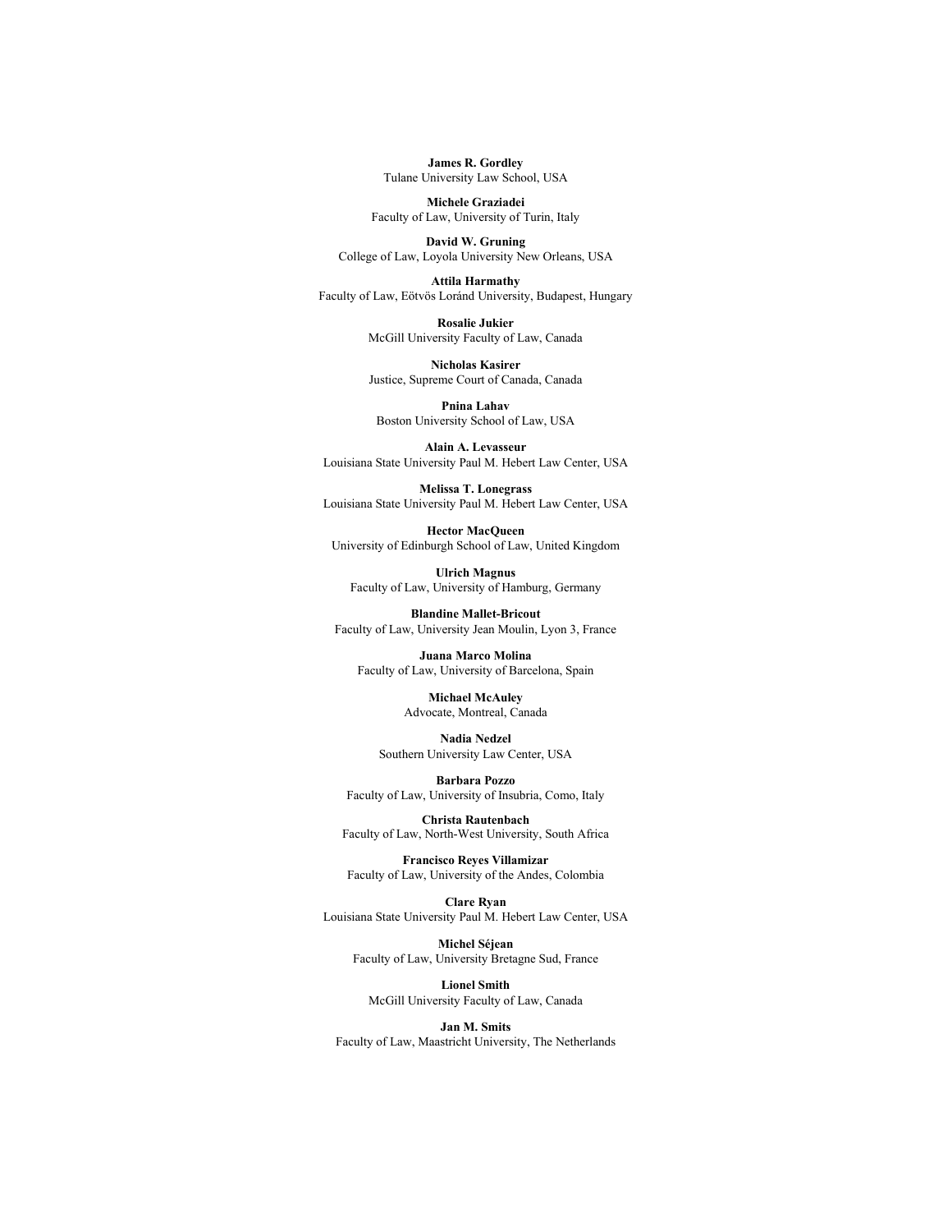**James R. Gordley**
Tulane University Law School, USA

**Michele Graziadei**
Faculty of Law, University of Turin, Italy

**David W. Gruning**
College of Law, Loyola University New Orleans, USA

**Attila Harmathy**
Faculty of Law, Eötvös Loránd University, Budapest, Hungary

**Rosalie Jukier**
McGill University Faculty of Law, Canada

**Nicholas Kasirer**
Justice, Supreme Court of Canada, Canada

**Pnina Lahav**
Boston University School of Law, USA

**Alain A. Levasseur**
Louisiana State University Paul M. Hebert Law Center, USA

**Melissa T. Lonegrass**
Louisiana State University Paul M. Hebert Law Center, USA

**Hector MacQueen**
University of Edinburgh School of Law, United Kingdom

**Ulrich Magnus**
Faculty of Law, University of Hamburg, Germany

**Blandine Mallet-Bricout**
Faculty of Law, University Jean Moulin, Lyon 3, France

**Juana Marco Molina**
Faculty of Law, University of Barcelona, Spain

**Michael McAuley**
Advocate, Montreal, Canada

**Nadia Nedzel**
Southern University Law Center, USA

**Barbara Pozzo**
Faculty of Law, University of Insubria, Como, Italy

**Christa Rautenbach**
Faculty of Law, North-West University, South Africa

**Francisco Reyes Villamizar**
Faculty of Law, University of the Andes, Colombia

**Clare Ryan**
Louisiana State University Paul M. Hebert Law Center, USA

**Michel Séjean**
Faculty of Law, University Bretagne Sud, France

**Lionel Smith**
McGill University Faculty of Law, Canada

**Jan M. Smits**
Faculty of Law, Maastricht University, The Netherlands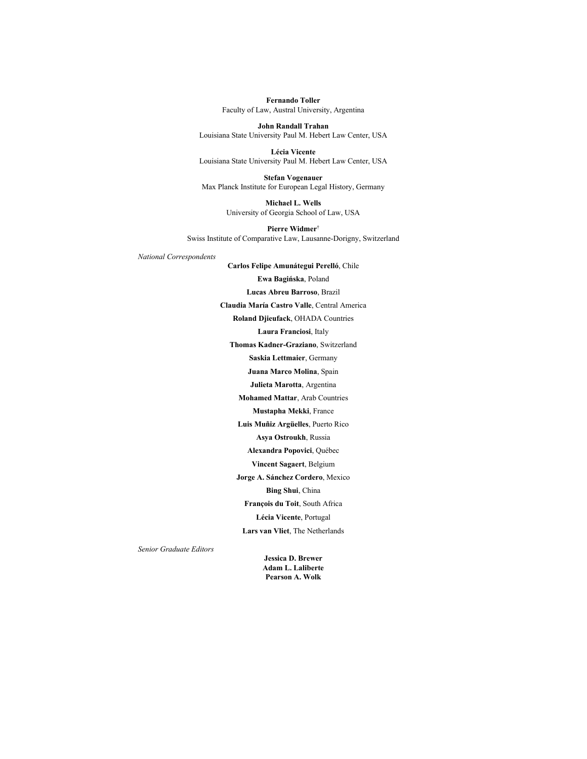**Fernando Toller**
Faculty of Law, Austral University, Argentina

**John Randall Trahan**
Louisiana State University Paul M. Hebert Law Center, USA

**Lécia Vicente**
Louisiana State University Paul M. Hebert Law Center, USA

**Stefan Vogenauer**
Max Planck Institute for European Legal History, Germany

**Michael L. Wells**
University of Georgia School of Law, USA

**Pierre Widmer**†
Swiss Institute of Comparative Law, Lausanne-Dorigny, Switzerland

*National Correspondents*

**Carlos Felipe Amunátegui Perelló**, Chile

**Ewa Bagińska**, Poland

**Lucas Abreu Barroso**, Brazil

**Claudia María Castro Valle**, Central America

**Roland Djieufack**, OHADA Countries

**Laura Franciosi**, Italy

**Thomas Kadner-Graziano**, Switzerland

**Saskia Lettmaier**, Germany

**Juana Marco Molina**, Spain

**Julieta Marotta**, Argentina

**Mohamed Mattar**, Arab Countries

**Mustapha Mekki**, France

**Luis Muñiz Argüelles**, Puerto Rico

**Asya Ostroukh**, Russia

**Alexandra Popovici**, Québec

**Vincent Sagaert**, Belgium

**Jorge A. Sánchez Cordero**, Mexico

**Bing Shui**, China

**François du Toit**, South Africa

**Lécia Vicente**, Portugal

**Lars van Vliet**, The Netherlands

*Senior Graduate Editors*

**Jessica D. Brewer**
**Adam L. Laliberte**
**Pearson A. Wolk**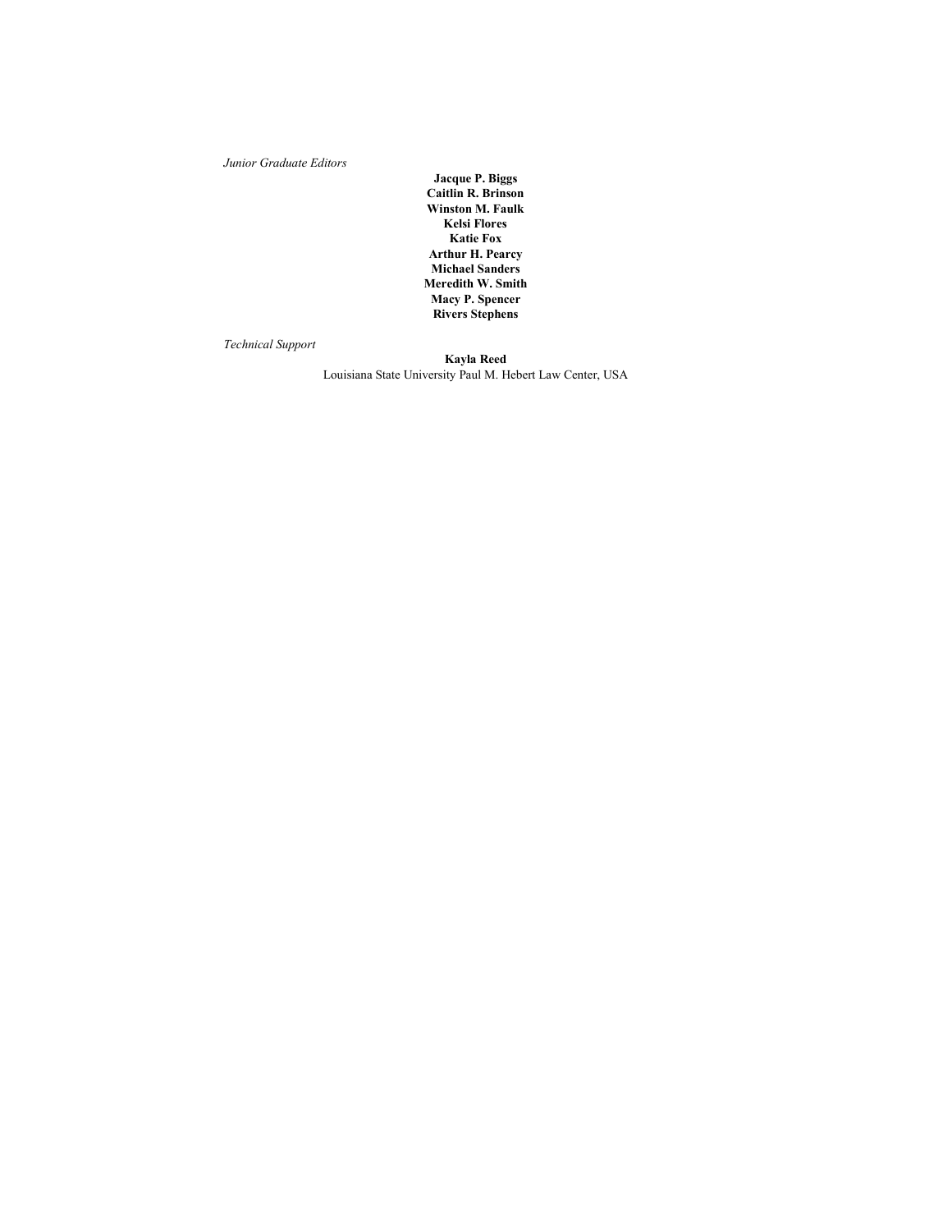*Junior Graduate Editors*

**Jacque P. Biggs**
**Caitlin R. Brinson**
**Winston M. Faulk**
**Kelsi Flores**
**Katie Fox**
**Arthur H. Pearcy**
**Michael Sanders**
**Meredith W. Smith**
**Macy P. Spencer**
**Rivers Stephens**

*Technical Support*

**Kayla Reed**
Louisiana State University Paul M. Hebert Law Center, USA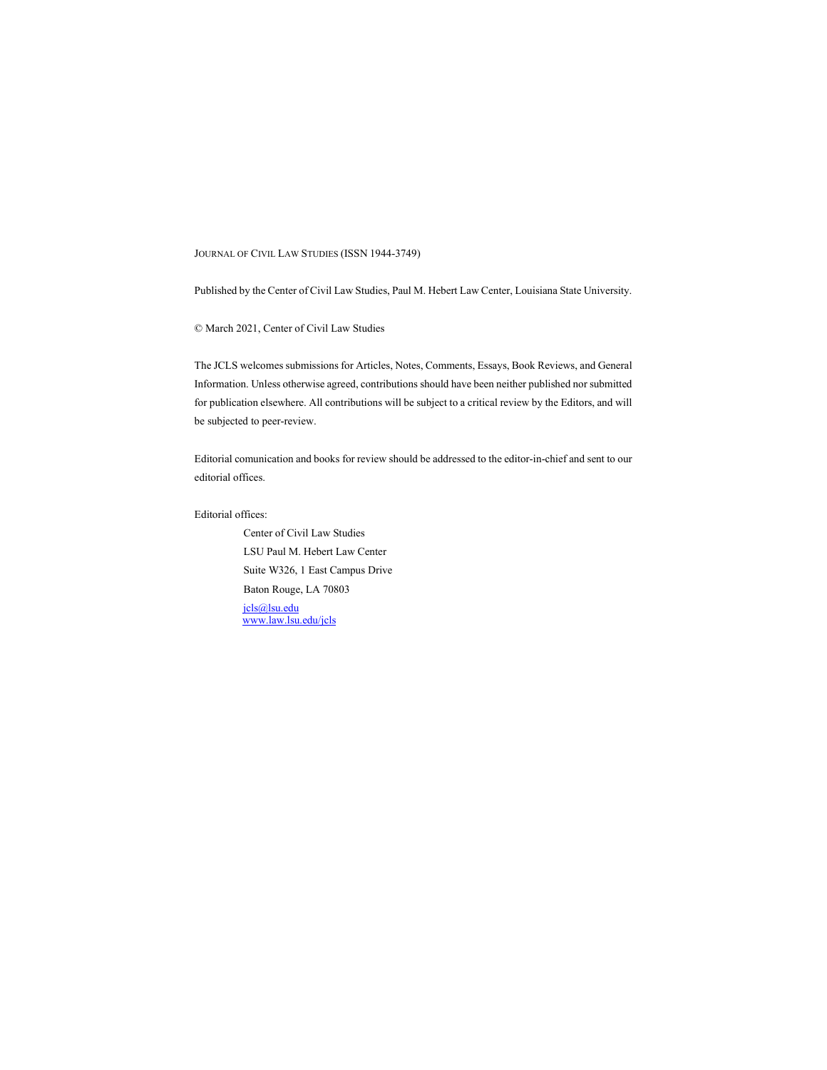JOURNAL OF CIVIL LAW STUDIES (ISSN 1944-3749)

Published by the Center of Civil Law Studies, Paul M. Hebert Law Center, Louisiana State University.

© March 2021, Center of Civil Law Studies

The JCLS welcomes submissions for Articles, Notes, Comments, Essays, Book Reviews, and General Information. Unless otherwise agreed, contributions should have been neither published nor submitted for publication elsewhere. All contributions will be subject to a critical review by the Editors, and will be subjected to peer-review.

Editorial comunication and books for review should be addressed to the editor-in-chief and sent to our editorial offices.

Editorial offices:

Center of Civil Law Studies
LSU Paul M. Hebert Law Center
Suite W326, 1 East Campus Drive
Baton Rouge, LA 70803
jcls@lsu.edu
www.law.lsu.edu/jcls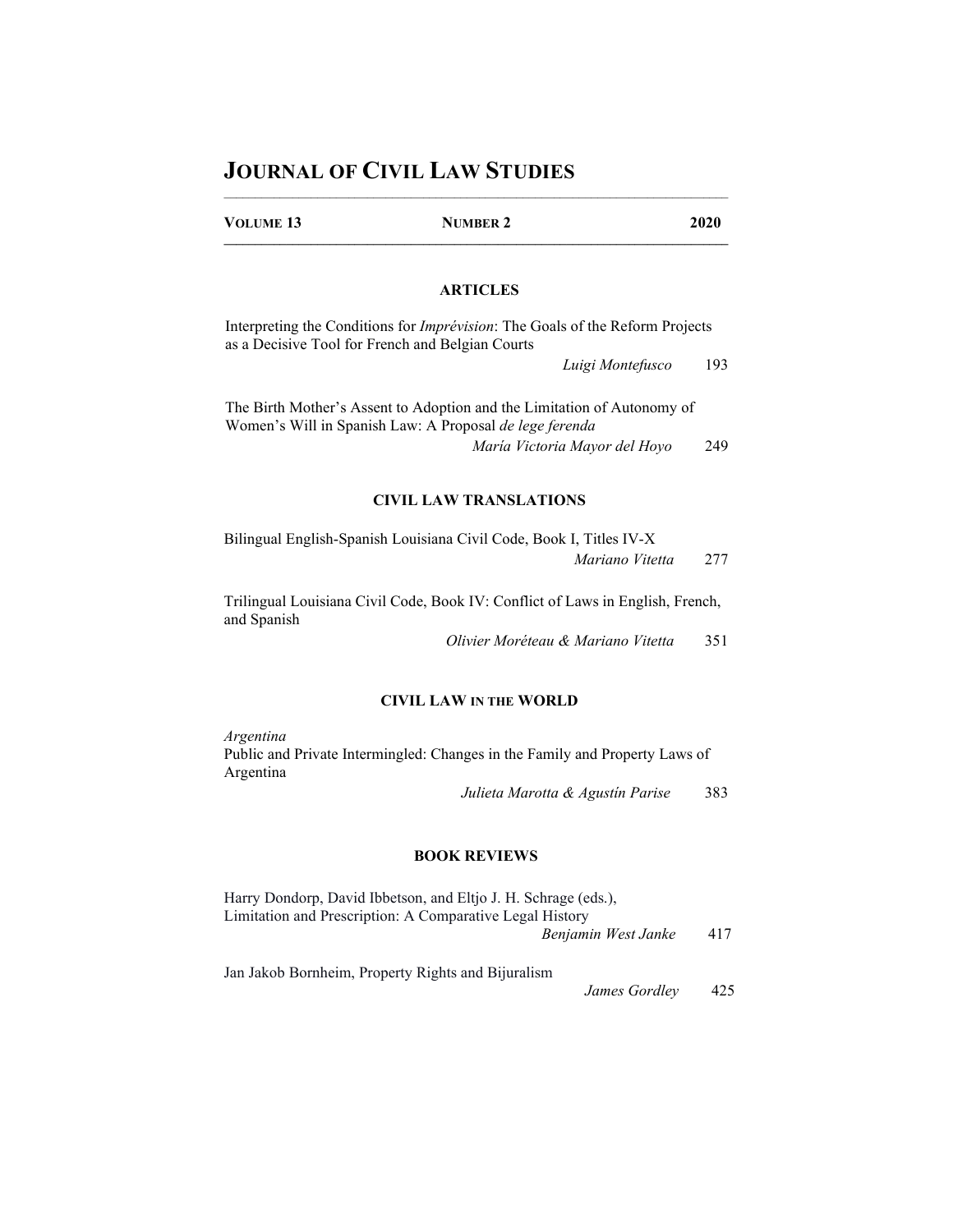# JOURNAL OF CIVIL LAW STUDIES

**VOLUME 13** **NUMBER 2** **2020**

## ARTICLES

Interpreting the Conditions for *Imprévision*: The Goals of the Reform Projects as a Decisive Tool for French and Belgian Courts
*Luigi Montefusco* 193

The Birth Mother's Assent to Adoption and the Limitation of Autonomy of Women's Will in Spanish Law: A Proposal *de lege ferenda*
*María Victoria Mayor del Hoyo* 249

## CIVIL LAW TRANSLATIONS

Bilingual English-Spanish Louisiana Civil Code, Book I, Titles IV-X
*Mariano Vitetta* 277

Trilingual Louisiana Civil Code, Book IV: Conflict of Laws in English, French, and Spanish
*Olivier Moréteau & Mariano Vitetta* 351

## CIVIL LAW IN THE WORLD

*Argentina*
Public and Private Intermingled: Changes in the Family and Property Laws of Argentina
*Julieta Marotta & Agustín Parise* 383

## BOOK REVIEWS

Harry Dondorp, David Ibbetson, and Eltjo J. H. Schrage (eds.), Limitation and Prescription: A Comparative Legal History
*Benjamin West Janke* 417

Jan Jakob Bornheim, Property Rights and Bijuralism
*James Gordley* 425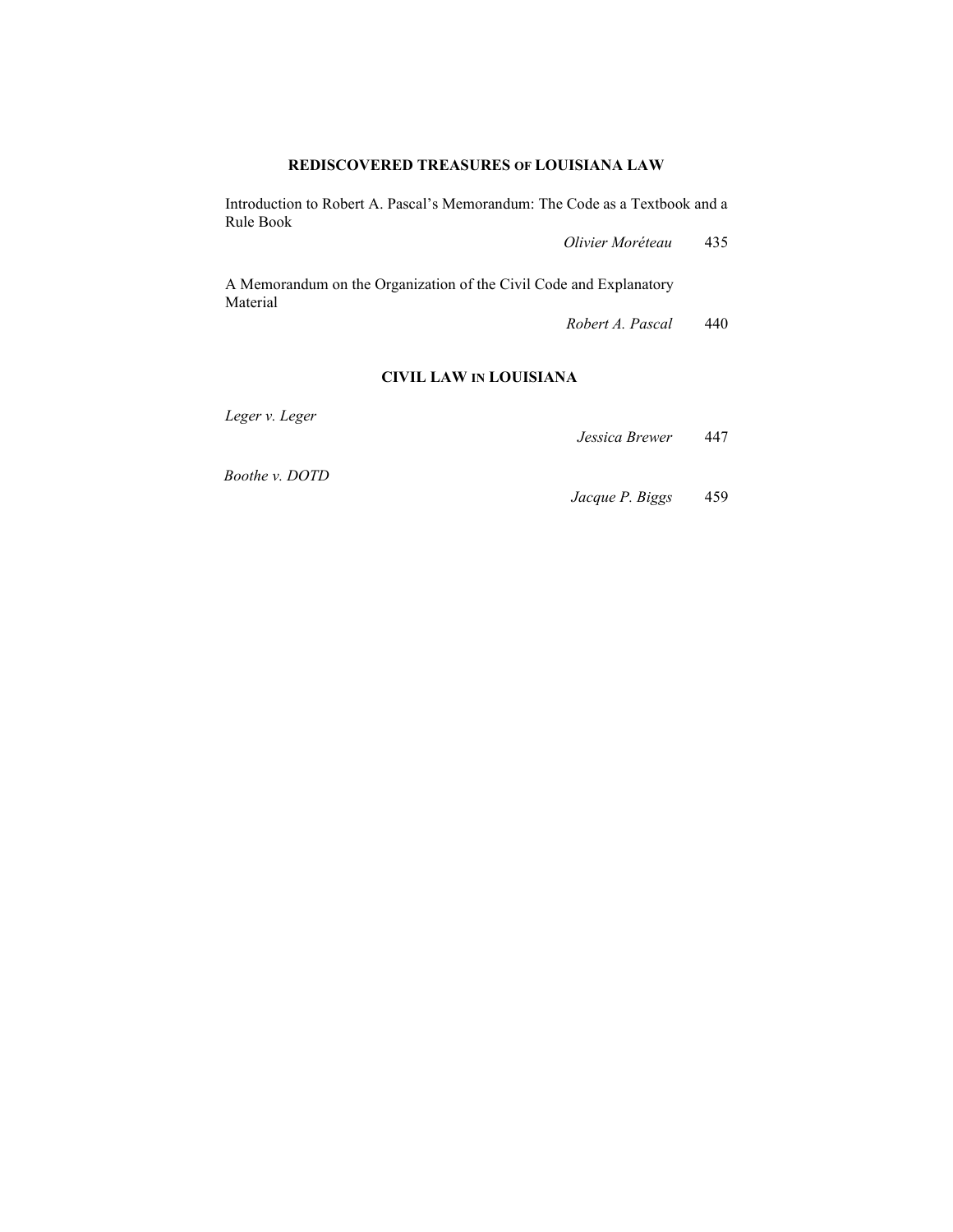## REDISCOVERED TREASURES OF LOUISIANA LAW

Introduction to Robert A. Pascal's Memorandum: The Code as a Textbook and a Rule Book
*Olivier Moréteau* 435

A Memorandum on the Organization of the Civil Code and Explanatory Material
*Robert A. Pascal* 440

## CIVIL LAW IN LOUISIANA

*Leger v. Leger*
*Jessica Brewer* 447

*Boothe v. DOTD*
*Jacque P. Biggs* 459